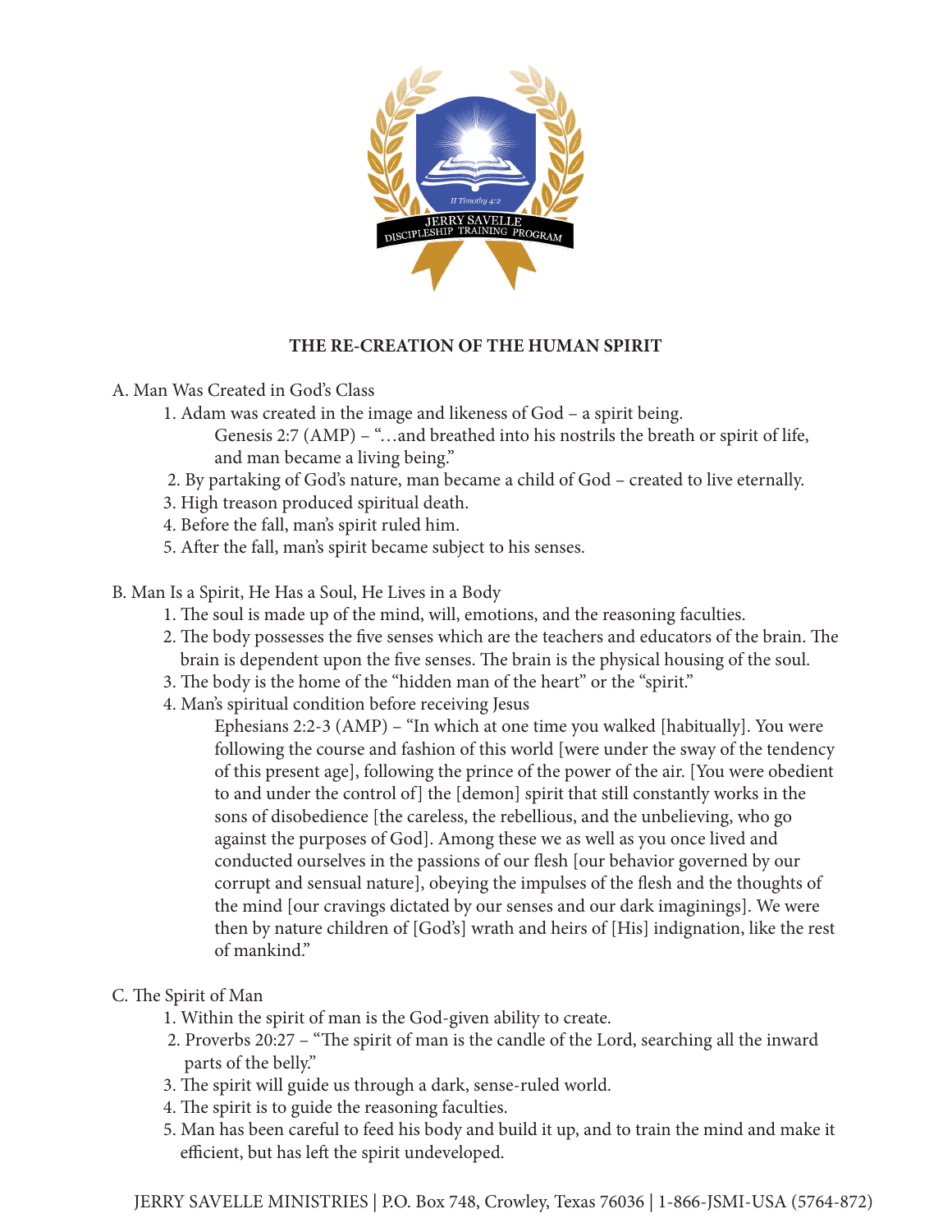# THE RE-CREATION OF THE HUMAN SPIRIT

A. Man Was Created in God's Class

1. Adam was created in the image and likeness of God – a spirit being.
   Genesis 2:7 (AMP) – "…and breathed into his nostrils the breath or spirit of life, and man became a living being."
2. By partaking of God's nature, man became a child of God – created to live eternally.
3. High treason produced spiritual death.
4. Before the fall, man's spirit ruled him.
5. After the fall, man's spirit became subject to his senses.

B. Man Is a Spirit, He Has a Soul, He Lives in a Body

1. The soul is made up of the mind, will, emotions, and the reasoning faculties.
2. The body possesses the five senses which are the teachers and educators of the brain. The brain is dependent upon the five senses. The brain is the physical housing of the soul.
3. The body is the home of the "hidden man of the heart" or the "spirit."
4. Man's spiritual condition before receiving Jesus
   Ephesians 2:2-3 (AMP) – "In which at one time you walked [habitually]. You were following the course and fashion of this world [were under the sway of the tendency of this present age], following the prince of the power of the air. [You were obedient to and under the control of] the [demon] spirit that still constantly works in the sons of disobedience [the careless, the rebellious, and the unbelieving, who go against the purposes of God]. Among these we as well as you once lived and conducted ourselves in the passions of our flesh [our behavior governed by our corrupt and sensual nature], obeying the impulses of the flesh and the thoughts of the mind [our cravings dictated by our senses and our dark imaginings]. We were then by nature children of [God's] wrath and heirs of [His] indignation, like the rest of mankind."

C. The Spirit of Man

1. Within the spirit of man is the God-given ability to create.
2. Proverbs 20:27 – "The spirit of man is the candle of the Lord, searching all the inward parts of the belly."
3. The spirit will guide us through a dark, sense-ruled world.
4. The spirit is to guide the reasoning faculties.
5. Man has been careful to feed his body and build it up, and to train the mind and make it efficient, but has left the spirit undeveloped.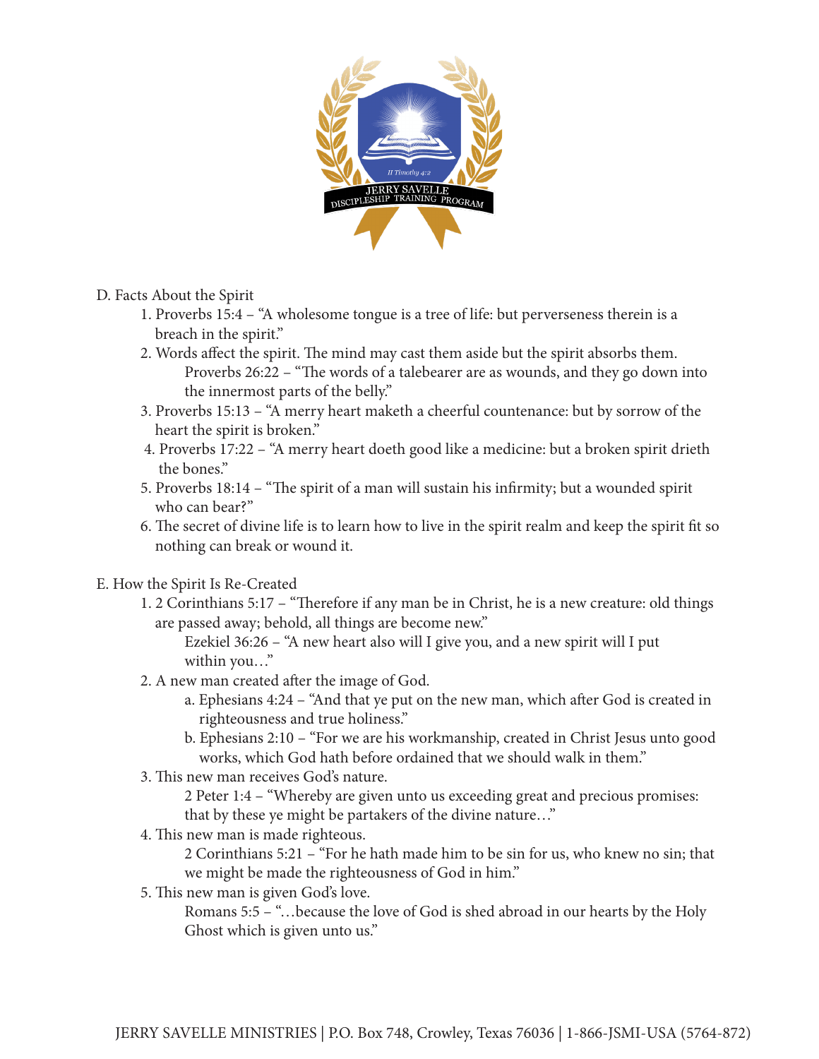D. Facts About the Spirit

1. Proverbs 15:4 – "A wholesome tongue is a tree of life: but perverseness therein is a breach in the spirit."
2. Words affect the spirit. The mind may cast them aside but the spirit absorbs them.
   Proverbs 26:22 – "The words of a talebearer are as wounds, and they go down into the innermost parts of the belly."
3. Proverbs 15:13 – "A merry heart maketh a cheerful countenance: but by sorrow of the heart the spirit is broken."
4. Proverbs 17:22 – "A merry heart doeth good like a medicine: but a broken spirit drieth the bones."
5. Proverbs 18:14 – "The spirit of a man will sustain his infirmity; but a wounded spirit who can bear?"
6. The secret of divine life is to learn how to live in the spirit realm and keep the spirit fit so nothing can break or wound it.

E. How the Spirit Is Re-Created

1. 2 Corinthians 5:17 – "Therefore if any man be in Christ, he is a new creature: old things are passed away; behold, all things are become new."
   Ezekiel 36:26 – "A new heart also will I give you, and a new spirit will I put within you…"
2. A new man created after the image of God.
   a. Ephesians 4:24 – "And that ye put on the new man, which after God is created in righteousness and true holiness."
   b. Ephesians 2:10 – "For we are his workmanship, created in Christ Jesus unto good works, which God hath before ordained that we should walk in them."
3. This new man receives God's nature.
   2 Peter 1:4 – "Whereby are given unto us exceeding great and precious promises: that by these ye might be partakers of the divine nature…"
4. This new man is made righteous.
   2 Corinthians 5:21 – "For he hath made him to be sin for us, who knew no sin; that we might be made the righteousness of God in him."
5. This new man is given God's love.
   Romans 5:5 – "…because the love of God is shed abroad in our hearts by the Holy Ghost which is given unto us."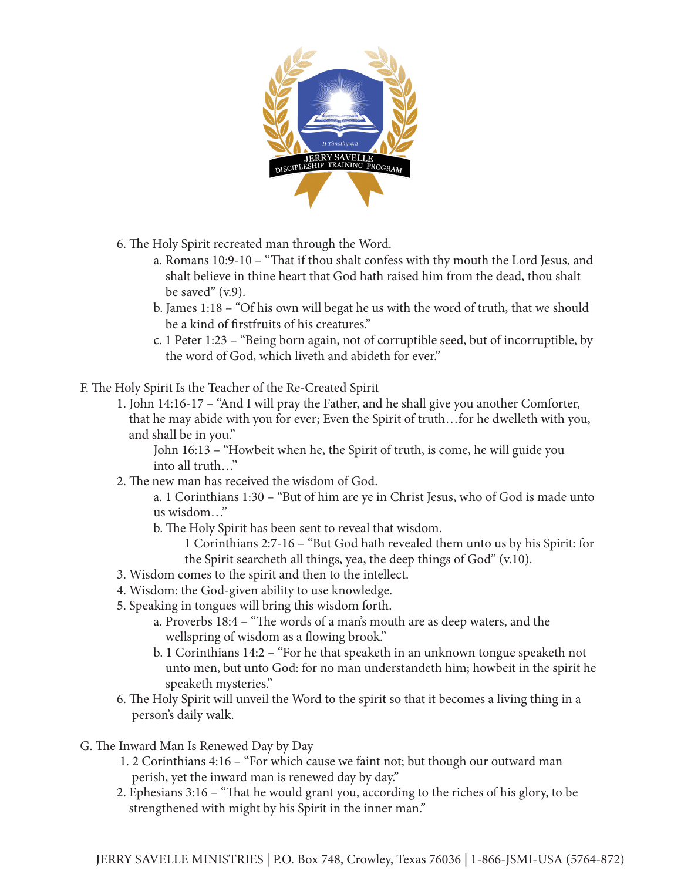6. The Holy Spirit recreated man through the Word.
    a. Romans 10:9-10 – "That if thou shalt confess with thy mouth the Lord Jesus, and shalt believe in thine heart that God hath raised him from the dead, thou shalt be saved" (v.9).
    b. James 1:18 – "Of his own will begat he us with the word of truth, that we should be a kind of firstfruits of his creatures."
    c. 1 Peter 1:23 – "Being born again, not of corruptible seed, but of incorruptible, by the word of God, which liveth and abideth for ever."

F. The Holy Spirit Is the Teacher of the Re-Created Spirit

1. John 14:16-17 – "And I will pray the Father, and he shall give you another Comforter, that he may abide with you for ever; Even the Spirit of truth…for he dwelleth with you, and shall be in you."
    John 16:13 – "Howbeit when he, the Spirit of truth, is come, he will guide you into all truth…"
2. The new man has received the wisdom of God.
    a. 1 Corinthians 1:30 – "But of him are ye in Christ Jesus, who of God is made unto us wisdom…"
    b. The Holy Spirit has been sent to reveal that wisdom.
        1 Corinthians 2:7-16 – "But God hath revealed them unto us by his Spirit: for the Spirit searcheth all things, yea, the deep things of God" (v.10).
3. Wisdom comes to the spirit and then to the intellect.
4. Wisdom: the God-given ability to use knowledge.
5. Speaking in tongues will bring this wisdom forth.
    a. Proverbs 18:4 – "The words of a man's mouth are as deep waters, and the wellspring of wisdom as a flowing brook."
    b. 1 Corinthians 14:2 – "For he that speaketh in an unknown tongue speaketh not unto men, but unto God: for no man understandeth him; howbeit in the spirit he speaketh mysteries."
6. The Holy Spirit will unveil the Word to the spirit so that it becomes a living thing in a person's daily walk.

G. The Inward Man Is Renewed Day by Day

1. 2 Corinthians 4:16 – "For which cause we faint not; but though our outward man perish, yet the inward man is renewed day by day."
2. Ephesians 3:16 – "That he would grant you, according to the riches of his glory, to be strengthened with might by his Spirit in the inner man."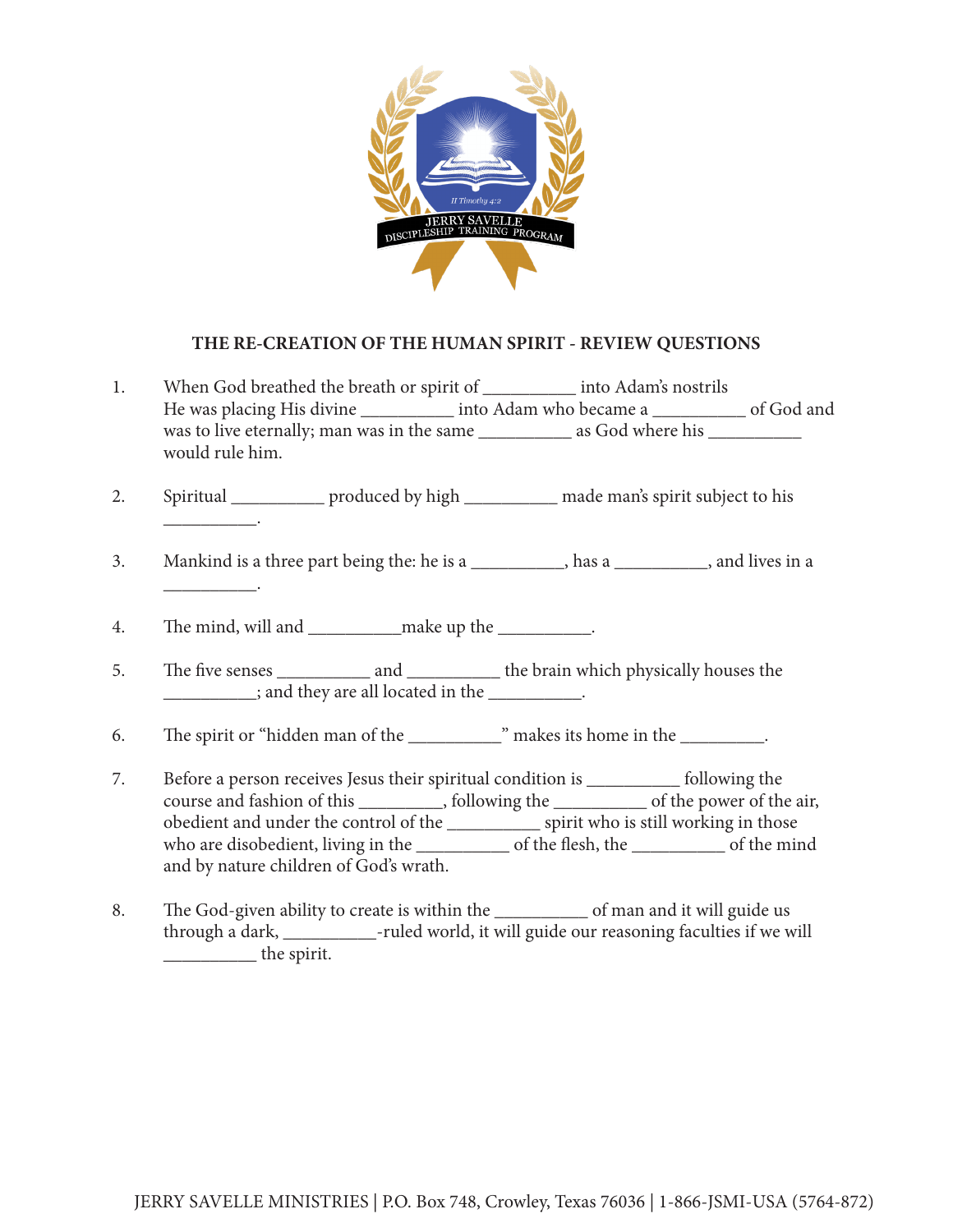**THE RE-CREATION OF THE HUMAN SPIRIT - REVIEW QUESTIONS**

1. When God breathed the breath or spirit of __________ into Adam's nostrils He was placing His divine __________ into Adam who became a __________ of God and was to live eternally; man was in the same __________ as God where his __________ would rule him.

2. Spiritual __________ produced by high __________ made man's spirit subject to his __________.

3. Mankind is a three part being the: he is a __________, has a __________, and lives in a __________.

4. The mind, will and __________make up the __________.

5. The five senses __________ and __________ the brain which physically houses the __________; and they are all located in the __________.

6. The spirit or "hidden man of the __________" makes its home in the _________.

7. Before a person receives Jesus their spiritual condition is __________ following the course and fashion of this _________, following the __________ of the power of the air, obedient and under the control of the __________ spirit who is still working in those who are disobedient, living in the __________ of the flesh, the __________ of the mind and by nature children of God's wrath.

8. The God-given ability to create is within the __________ of man and it will guide us through a dark, __________-ruled world, it will guide our reasoning faculties if we will __________ the spirit.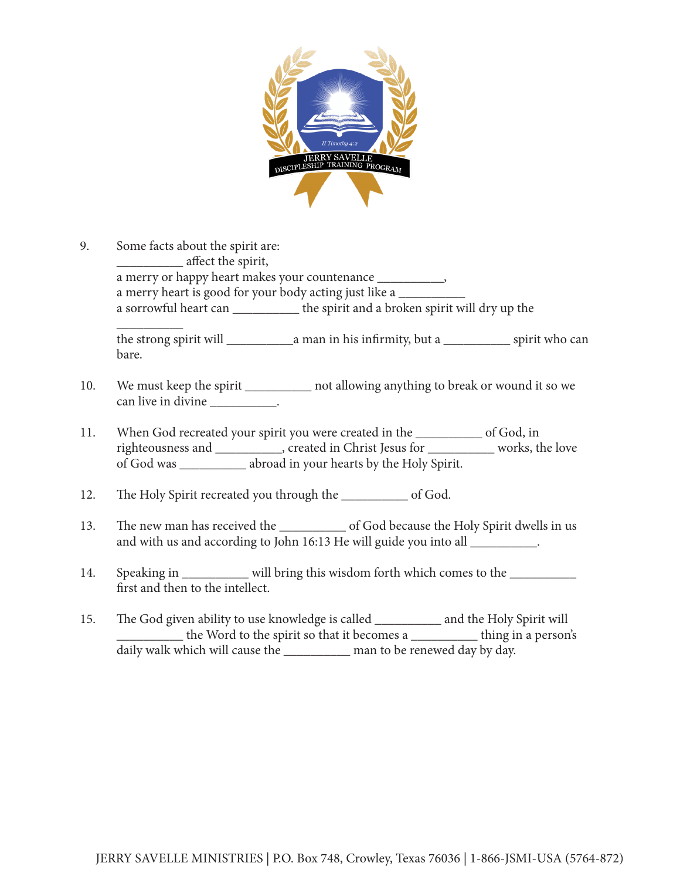9. Some facts about the spirit are:
   __________ affect the spirit,
   a merry or happy heart makes your countenance __________,
   a merry heart is good for your body acting just like a __________
   a sorrowful heart can __________ the spirit and a broken spirit will dry up the __________
   the strong spirit will __________a man in his infirmity, but a __________ spirit who can bare.

10. We must keep the spirit __________ not allowing anything to break or wound it so we can live in divine __________.

11. When God recreated your spirit you were created in the __________ of God, in righteousness and __________, created in Christ Jesus for __________ works, the love of God was __________ abroad in your hearts by the Holy Spirit.

12. The Holy Spirit recreated you through the __________ of God.

13. The new man has received the __________ of God because the Holy Spirit dwells in us and with us and according to John 16:13 He will guide you into all __________.

14. Speaking in __________ will bring this wisdom forth which comes to the __________ first and then to the intellect.

15. The God given ability to use knowledge is called __________ and the Holy Spirit will __________ the Word to the spirit so that it becomes a __________ thing in a person's daily walk which will cause the __________ man to be renewed day by day.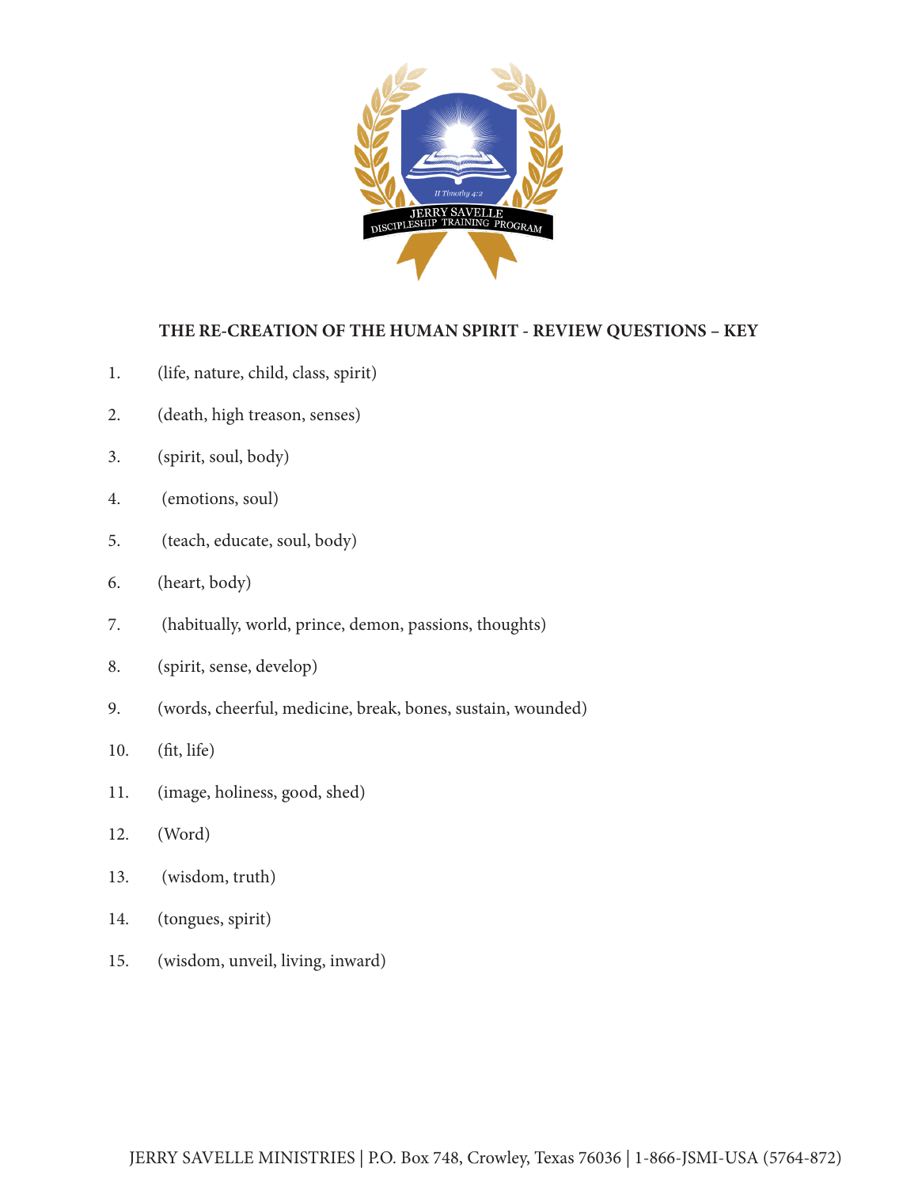**THE RE-CREATION OF THE HUMAN SPIRIT - REVIEW QUESTIONS – KEY**

1. (life, nature, child, class, spirit)
2. (death, high treason, senses)
3. (spirit, soul, body)
4. (emotions, soul)
5. (teach, educate, soul, body)
6. (heart, body)
7. (habitually, world, prince, demon, passions, thoughts)
8. (spirit, sense, develop)
9. (words, cheerful, medicine, break, bones, sustain, wounded)
10. (fit, life)
11. (image, holiness, good, shed)
12. (Word)
13. (wisdom, truth)
14. (tongues, spirit)
15. (wisdom, unveil, living, inward)